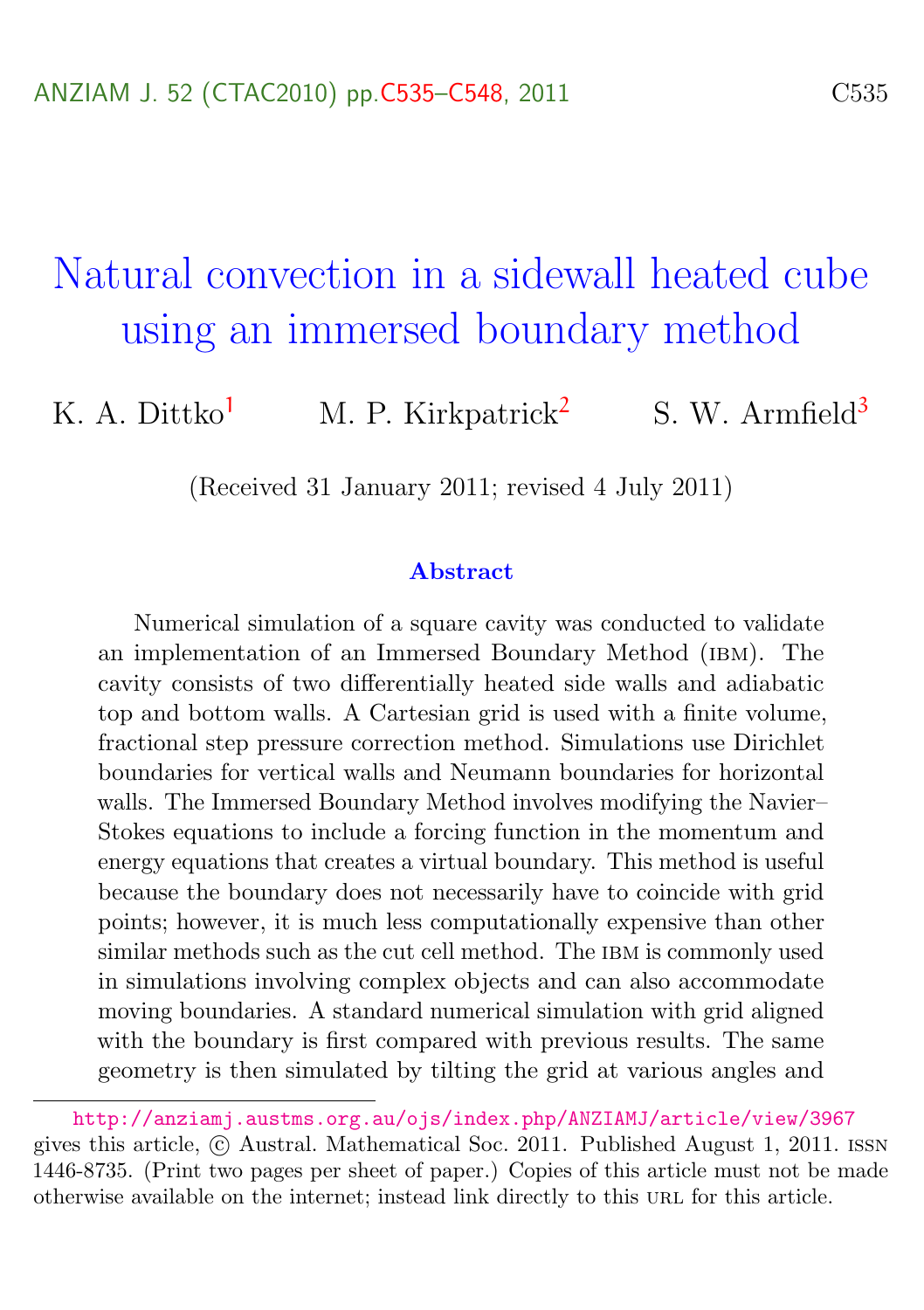# Natural convection in a sidewall heated cube using an immersed boundary method

K. A. Dittko[1] M. P. Kirkpatrick[2] S. W. Armfield[3]

(Received 31 January 2011; revised 4 July 2011)

### Abstract

Numerical simulation of a square cavity was conducted to validate an implementation of an Immersed Boundary Method (IBM). The cavity consists of two differentially heated side walls and adiabatic top and bottom walls. A Cartesian grid is used with a finite volume, fractional step pressure correction method. Simulations use Dirichlet boundaries for vertical walls and Neumann boundaries for horizontal walls. The Immersed Boundary Method involves modifying the Navier–Stokes equations to include a forcing function in the momentum and energy equations that creates a virtual boundary. This method is useful because the boundary does not necessarily have to coincide with grid points; however, it is much less computationally expensive than other similar methods such as the cut cell method. The IBM is commonly used in simulations involving complex objects and can also accommodate moving boundaries. A standard numerical simulation with grid aligned with the boundary is first compared with previous results. The same geometry is then simulated by tilting the grid at various angles and

http://anziamj.austms.org.au/ojs/index.php/ANZIAMJ/article/view/3967 gives this article, © Austral. Mathematical Soc. 2011. Published August 1, 2011. ISSN 1446-8735. (Print two pages per sheet of paper.) Copies of this article must not be made otherwise available on the internet; instead link directly to this URL for this article.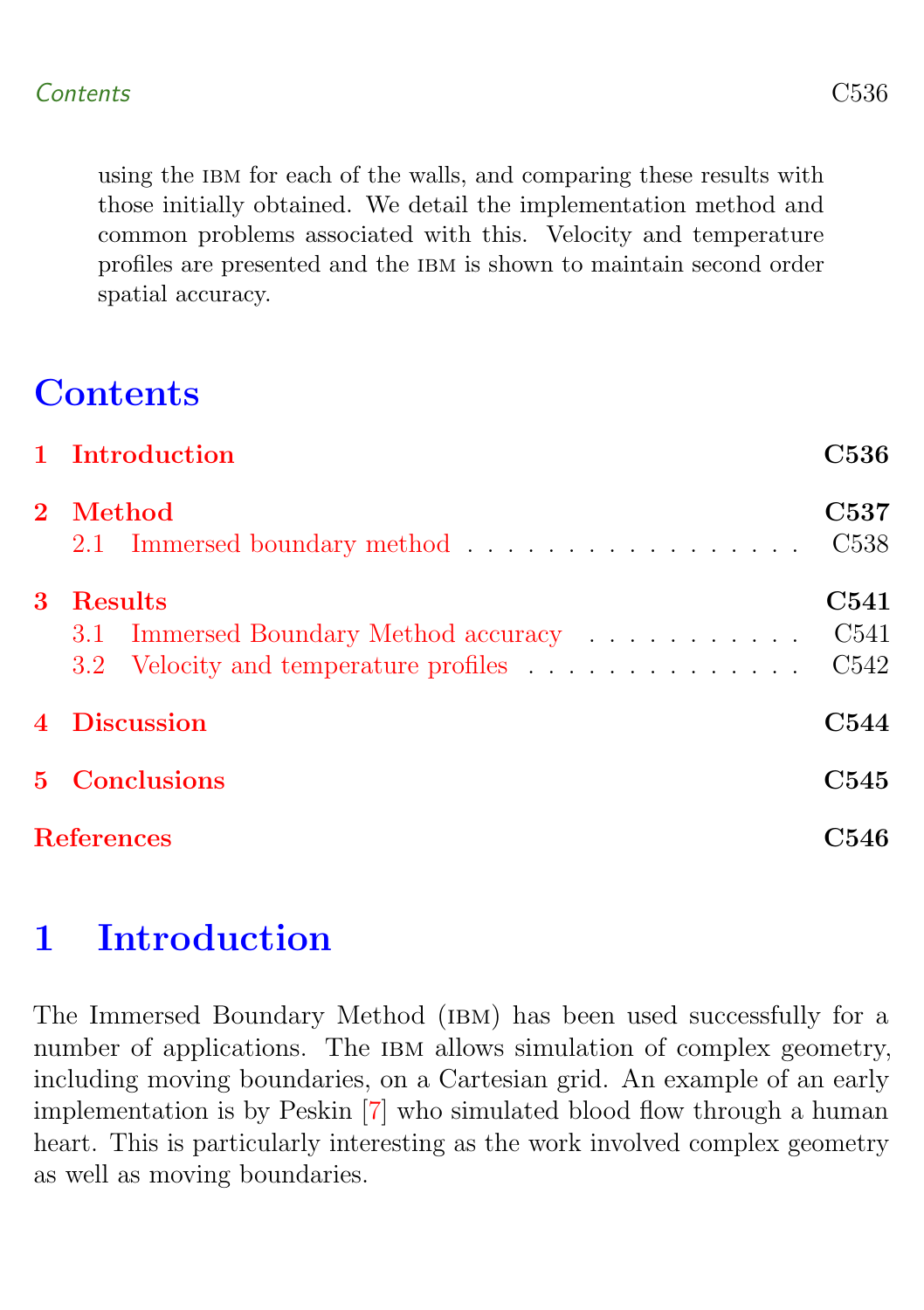using the IBM for each of the walls, and comparing these results with those initially obtained. We detail the implementation method and common problems associated with this. Velocity and temperature profiles are presented and the IBM is shown to maintain second order spatial accuracy.

## Contents

- **1 Introduction** — C536
- **2 Method** — C537
  - 2.1 Immersed boundary method — C538
- **3 Results** — C541
  - 3.1 Immersed Boundary Method accuracy — C541
  - 3.2 Velocity and temperature profiles — C542
- **4 Discussion** — C544
- **5 Conclusions** — C545
- **References** — C546

## 1 Introduction

The Immersed Boundary Method (IBM) has been used successfully for a number of applications. The IBM allows simulation of complex geometry, including moving boundaries, on a Cartesian grid. An example of an early implementation is by Peskin [7] who simulated blood flow through a human heart. This is particularly interesting as the work involved complex geometry as well as moving boundaries.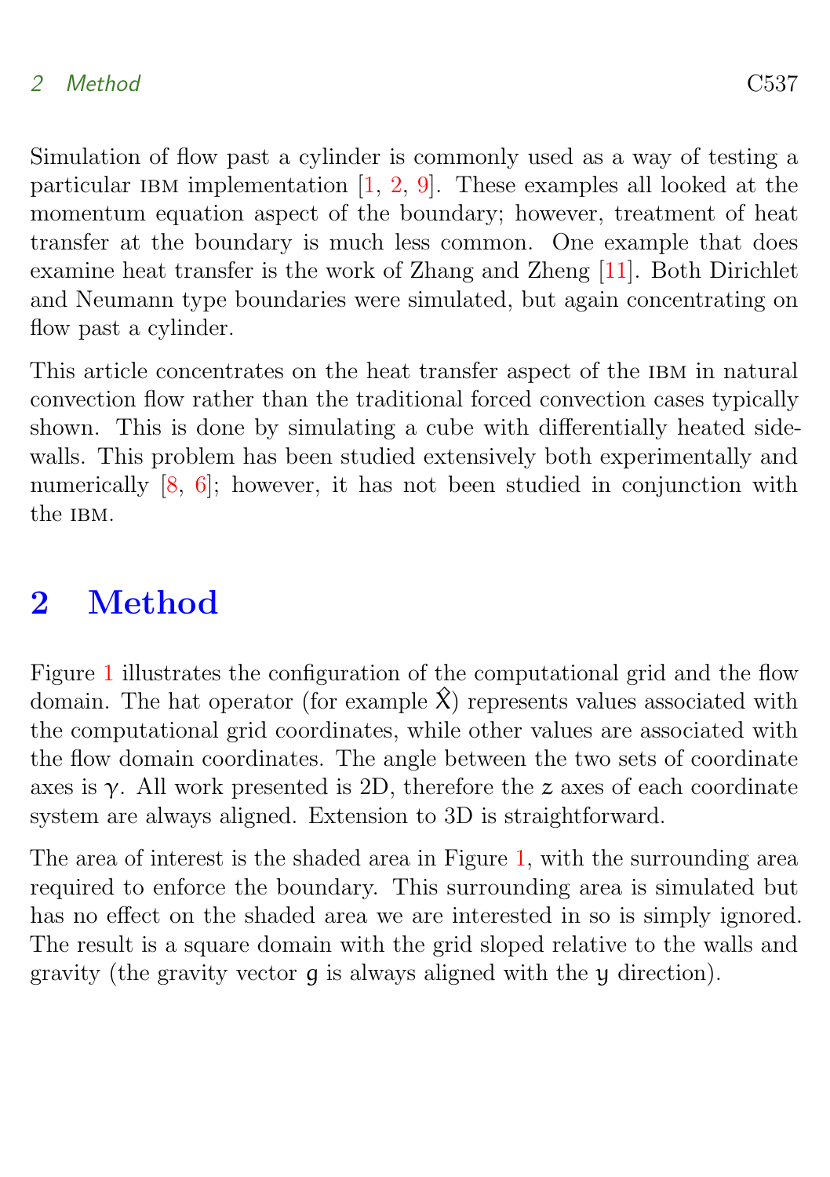Simulation of flow past a cylinder is commonly used as a way of testing a particular IBM implementation [1, 2, 9]. These examples all looked at the momentum equation aspect of the boundary; however, treatment of heat transfer at the boundary is much less common. One example that does examine heat transfer is the work of Zhang and Zheng [11]. Both Dirichlet and Neumann type boundaries were simulated, but again concentrating on flow past a cylinder.

This article concentrates on the heat transfer aspect of the IBM in natural convection flow rather than the traditional forced convection cases typically shown. This is done by simulating a cube with differentially heated sidewalls. This problem has been studied extensively both experimentally and numerically [8, 6]; however, it has not been studied in conjunction with the IBM.

# 2 Method

Figure 1 illustrates the configuration of the computational grid and the flow domain. The hat operator (for example $\hat{X}$) represents values associated with the computational grid coordinates, while other values are associated with the flow domain coordinates. The angle between the two sets of coordinate axes is $\gamma$. All work presented is 2D, therefore the $z$ axes of each coordinate system are always aligned. Extension to 3D is straightforward.

The area of interest is the shaded area in Figure 1, with the surrounding area required to enforce the boundary. This surrounding area is simulated but has no effect on the shaded area we are interested in so is simply ignored. The result is a square domain with the grid sloped relative to the walls and gravity (the gravity vector $g$ is always aligned with the $y$ direction).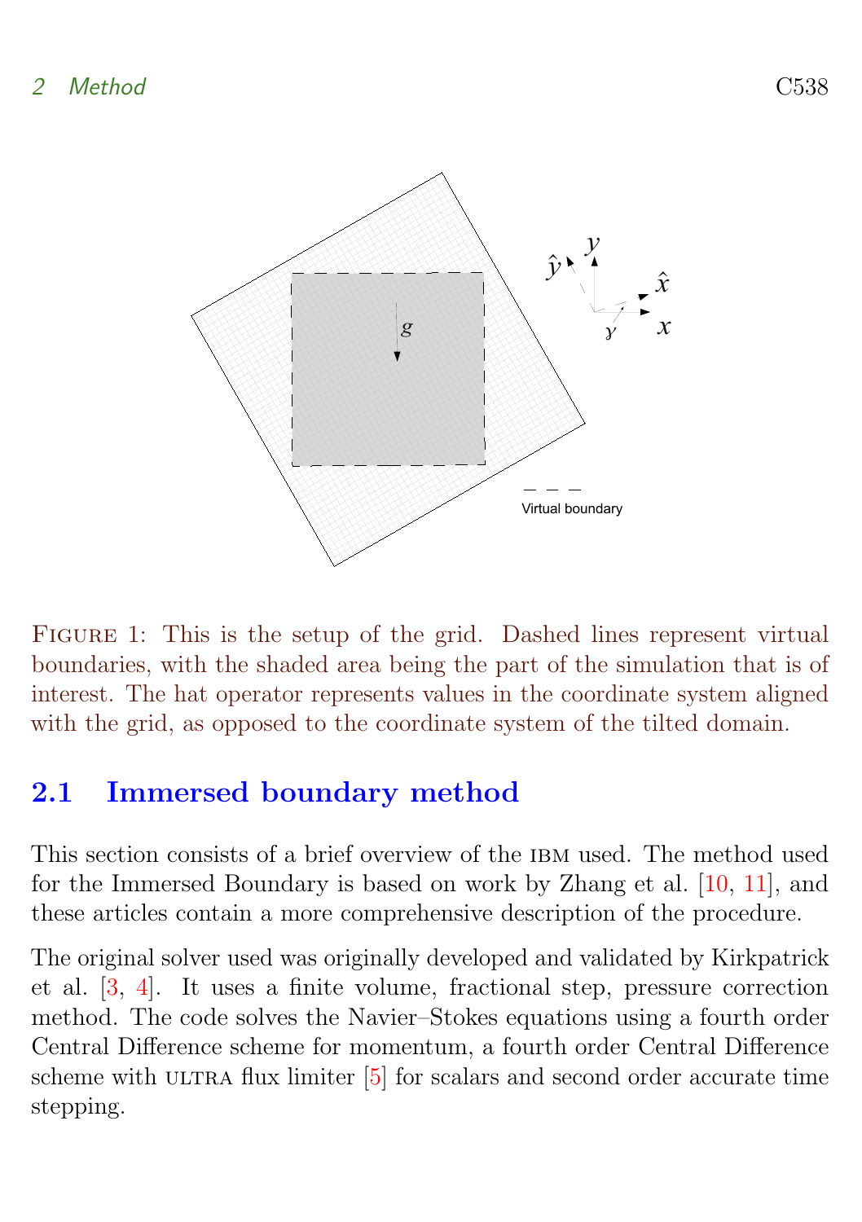Figure 1: This is the setup of the grid. Dashed lines represent virtual boundaries, with the shaded area being the part of the simulation that is of interest. The hat operator represents values in the coordinate system aligned with the grid, as opposed to the coordinate system of the tilted domain.

## 2.1 Immersed boundary method

This section consists of a brief overview of the IBM used. The method used for the Immersed Boundary is based on work by Zhang et al. [10, 11], and these articles contain a more comprehensive description of the procedure.

The original solver used was originally developed and validated by Kirkpatrick et al. [3, 4]. It uses a finite volume, fractional step, pressure correction method. The code solves the Navier–Stokes equations using a fourth order Central Difference scheme for momentum, a fourth order Central Difference scheme with ULTRA flux limiter [5] for scalars and second order accurate time stepping.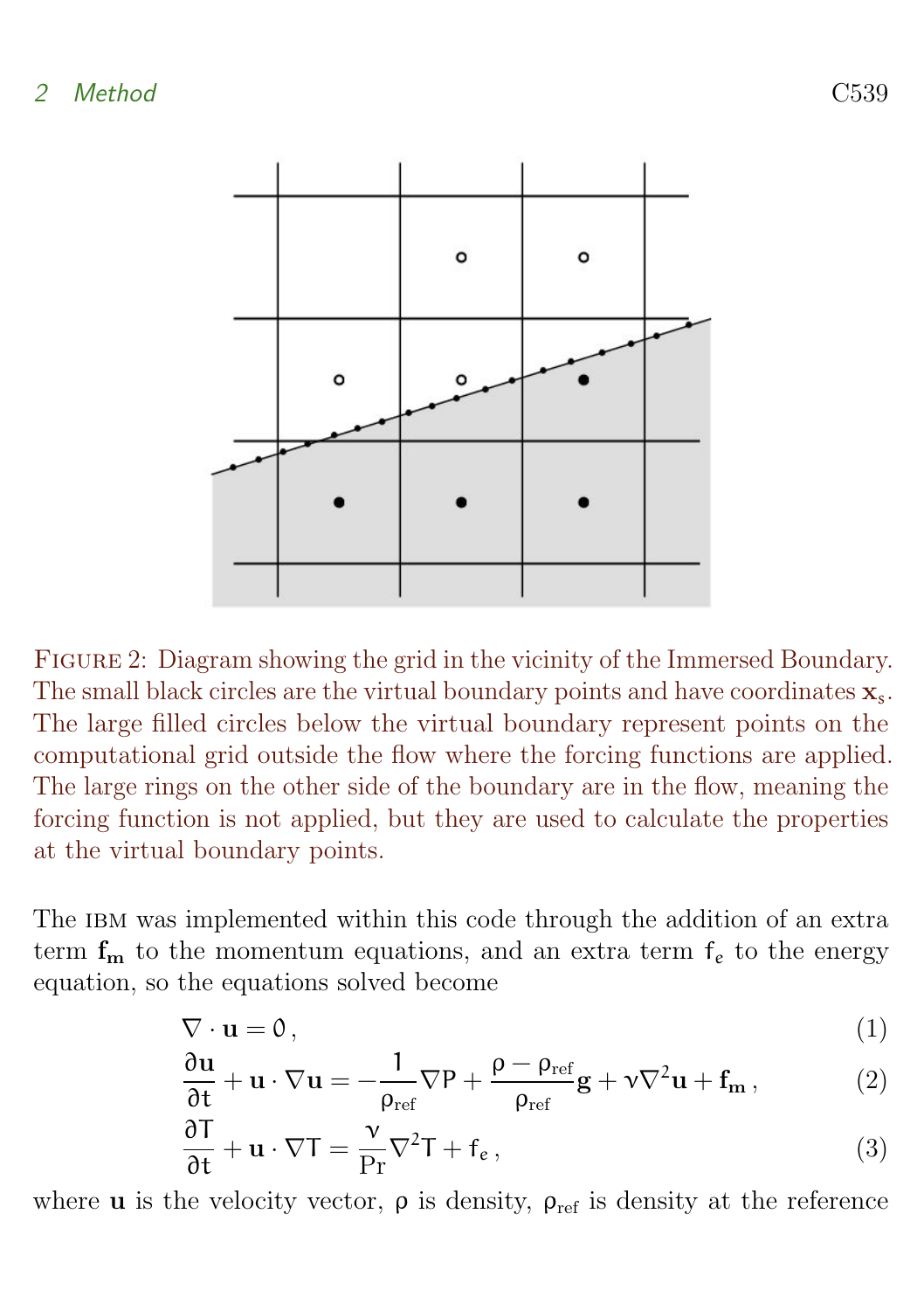FIGURE 2: Diagram showing the grid in the vicinity of the Immersed Boundary. The small black circles are the virtual boundary points and have coordinates $\mathbf{x}_s$. The large filled circles below the virtual boundary represent points on the computational grid outside the flow where the forcing functions are applied. The large rings on the other side of the boundary are in the flow, meaning the forcing function is not applied, but they are used to calculate the properties at the virtual boundary points.

The IBM was implemented within this code through the addition of an extra term $\mathbf{f_m}$ to the momentum equations, and an extra term $f_e$ to the energy equation, so the equations solved become

$$\nabla \cdot \mathbf{u} = 0\,, \tag{1}$$

$$\frac{\partial \mathbf{u}}{\partial t} + \mathbf{u} \cdot \nabla \mathbf{u} = -\frac{1}{\rho_{\text{ref}}} \nabla P + \frac{\rho - \rho_{\text{ref}}}{\rho_{\text{ref}}} \mathbf{g} + \nu \nabla^2 \mathbf{u} + \mathbf{f_m}\,, \tag{2}$$

$$\frac{\partial T}{\partial t} + \mathbf{u} \cdot \nabla T = \frac{\nu}{\text{Pr}} \nabla^2 T + f_e\,, \tag{3}$$

where $\mathbf{u}$ is the velocity vector, $\rho$ is density, $\rho_{\text{ref}}$ is density at the reference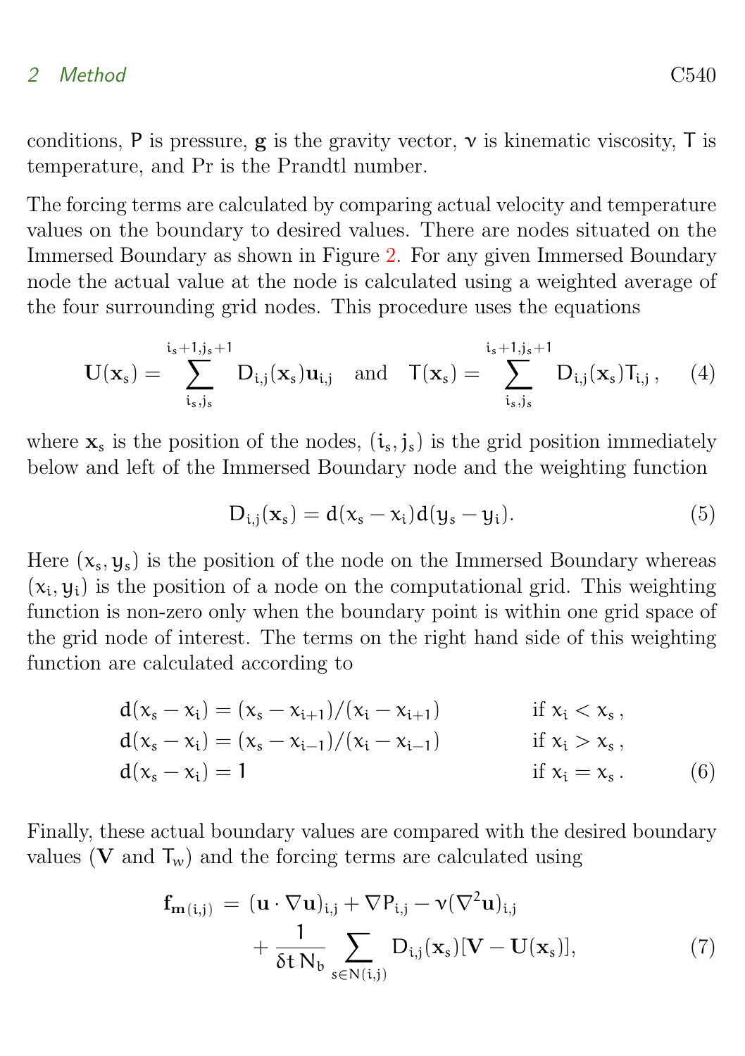conditions, $\mathsf{P}$ is pressure, $\mathbf{g}$ is the gravity vector, $\nu$ is kinematic viscosity, $\mathsf{T}$ is temperature, and Pr is the Prandtl number.

The forcing terms are calculated by comparing actual velocity and temperature values on the boundary to desired values. There are nodes situated on the Immersed Boundary as shown in Figure 2. For any given Immersed Boundary node the actual value at the node is calculated using a weighted average of the four surrounding grid nodes. This procedure uses the equations

$$\mathbf{U}(\mathbf{x}_s) = \sum_{i_s,j_s}^{i_s+1,j_s+1} D_{i,j}(\mathbf{x}_s)\mathbf{u}_{i,j} \quad \text{and} \quad T(\mathbf{x}_s) = \sum_{i_s,j_s}^{i_s+1,j_s+1} D_{i,j}(\mathbf{x}_s)T_{i,j}\,, \tag{4}$$

where $\mathbf{x}_s$ is the position of the nodes, $(i_s, j_s)$ is the grid position immediately below and left of the Immersed Boundary node and the weighting function

$$D_{i,j}(\mathbf{x}_s) = d(x_s - x_i)d(y_s - y_i). \tag{5}$$

Here $(x_s, y_s)$ is the position of the node on the Immersed Boundary whereas $(x_i, y_i)$ is the position of a node on the computational grid. This weighting function is non-zero only when the boundary point is within one grid space of the grid node of interest. The terms on the right hand side of this weighting function are calculated according to

$$\begin{aligned}
d(x_s - x_i) &= (x_s - x_{i+1})/(x_i - x_{i+1}) && \text{if } x_i < x_s\,,\\
d(x_s - x_i) &= (x_s - x_{i-1})/(x_i - x_{i-1}) && \text{if } x_i > x_s\,,\\
d(x_s - x_i) &= 1 && \text{if } x_i = x_s\,.
\end{aligned} \tag{6}$$

Finally, these actual boundary values are compared with the desired boundary values ($\mathbf{V}$ and $T_w$) and the forcing terms are calculated using

$$\begin{aligned}
\mathbf{f}_{\mathbf{m}(i,j)} = {} & (\mathbf{u}\cdot\nabla\mathbf{u})_{i,j} + \nabla P_{i,j} - \nu(\nabla^2\mathbf{u})_{i,j} \\
& + \frac{1}{\delta t\, N_b}\sum_{s\in N(i,j)} D_{i,j}(\mathbf{x}_s)[\mathbf{V} - \mathbf{U}(\mathbf{x}_s)],
\end{aligned} \tag{7}$$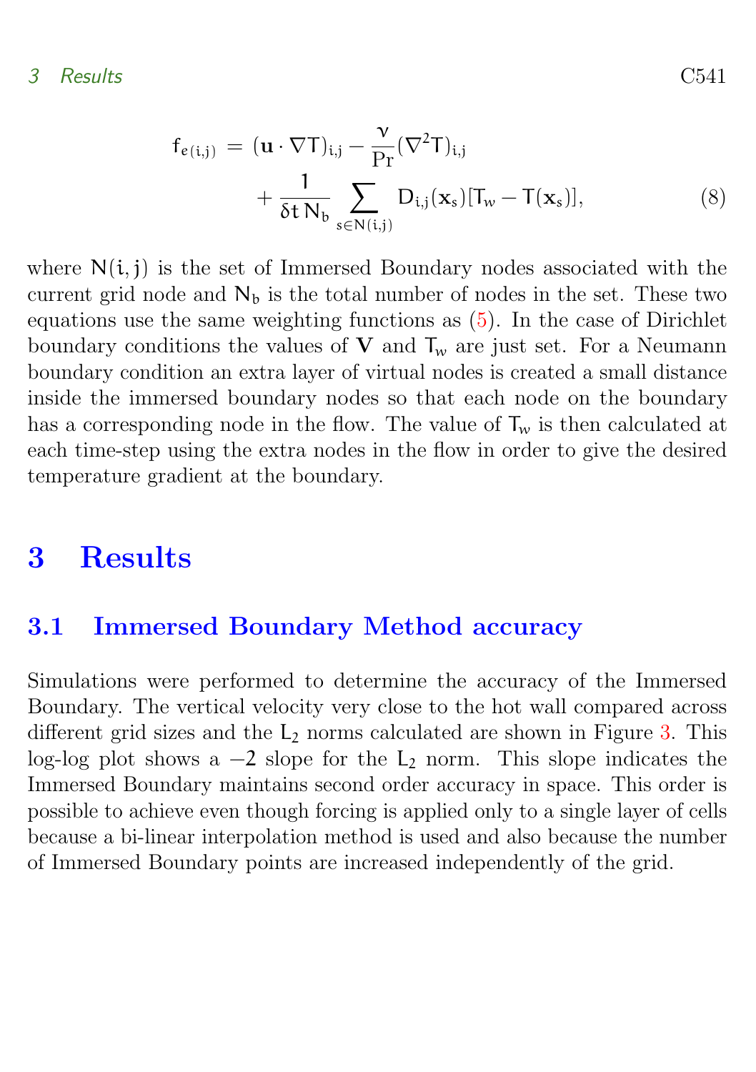$$f_{e(i,j)} = (\mathbf{u} \cdot \nabla T)_{i,j} - \frac{\nu}{\mathrm{Pr}}(\nabla^2 T)_{i,j} + \frac{1}{\delta t \, N_b} \sum_{s \in N(i,j)} D_{i,j}(\mathbf{x}_s)[T_w - T(\mathbf{x}_s)], \tag{8}$$

where $N(i,j)$ is the set of Immersed Boundary nodes associated with the current grid node and $N_b$ is the total number of nodes in the set. These two equations use the same weighting functions as (5). In the case of Dirichlet boundary conditions the values of $\mathbf{V}$ and $T_w$ are just set. For a Neumann boundary condition an extra layer of virtual nodes is created a small distance inside the immersed boundary nodes so that each node on the boundary has a corresponding node in the flow. The value of $T_w$ is then calculated at each time-step using the extra nodes in the flow in order to give the desired temperature gradient at the boundary.

# 3 Results

## 3.1 Immersed Boundary Method accuracy

Simulations were performed to determine the accuracy of the Immersed Boundary. The vertical velocity very close to the hot wall compared across different grid sizes and the $L_2$ norms calculated are shown in Figure 3. This log-log plot shows a $-2$ slope for the $L_2$ norm. This slope indicates the Immersed Boundary maintains second order accuracy in space. This order is possible to achieve even though forcing is applied only to a single layer of cells because a bi-linear interpolation method is used and also because the number of Immersed Boundary points are increased independently of the grid.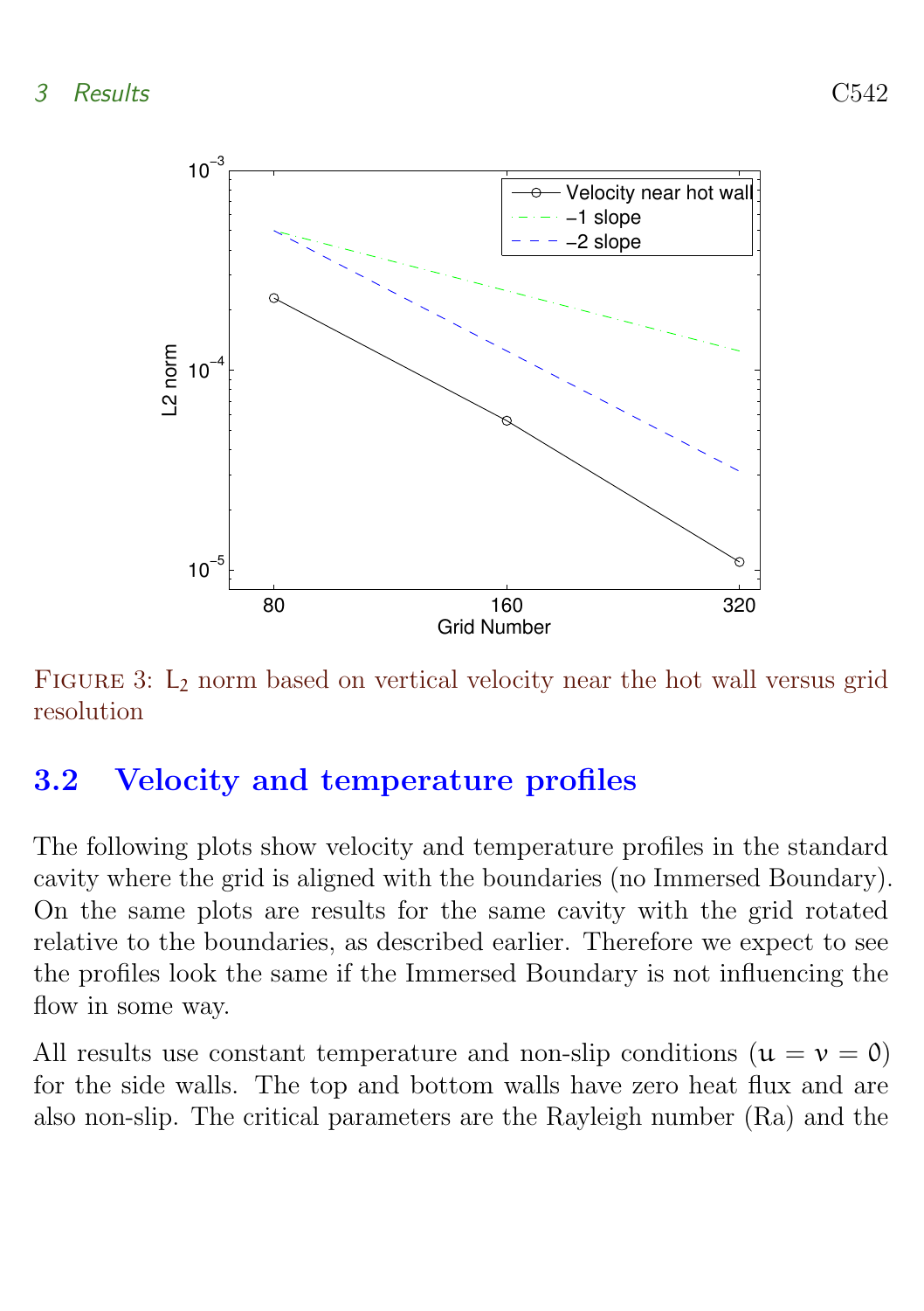Figure 3: $L_2$ norm based on vertical velocity near the hot wall versus grid resolution

## 3.2 Velocity and temperature profiles

The following plots show velocity and temperature profiles in the standard cavity where the grid is aligned with the boundaries (no Immersed Boundary). On the same plots are results for the same cavity with the grid rotated relative to the boundaries, as described earlier. Therefore we expect to see the profiles look the same if the Immersed Boundary is not influencing the flow in some way.

All results use constant temperature and non-slip conditions ($u = v = 0$) for the side walls. The top and bottom walls have zero heat flux and are also non-slip. The critical parameters are the Rayleigh number (Ra) and the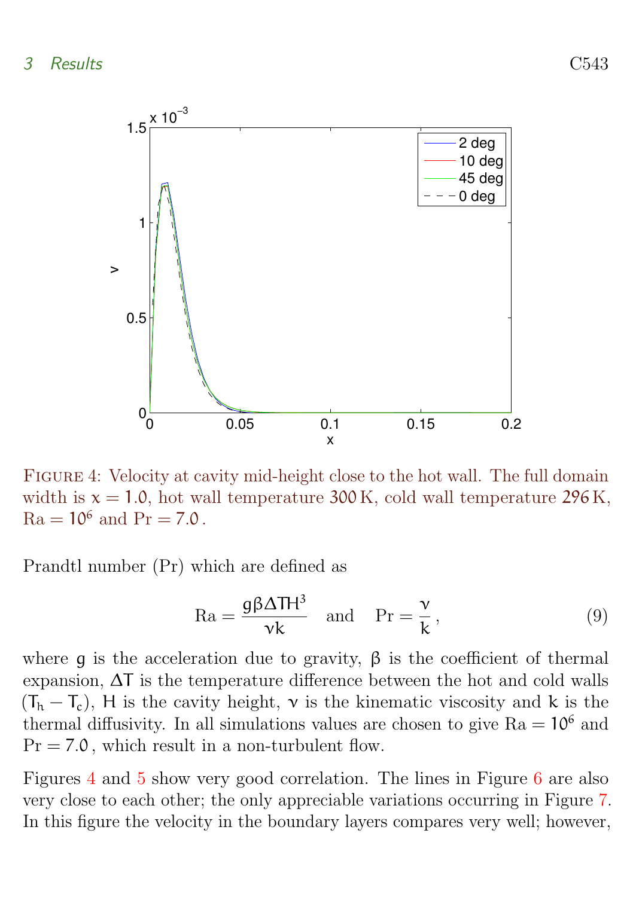FIGURE 4: Velocity at cavity mid-height close to the hot wall. The full domain width is $x = 1.0$, hot wall temperature $300\,\mathrm{K}$, cold wall temperature $296\,\mathrm{K}$, $\mathrm{Ra} = 10^6$ and $\mathrm{Pr} = 7.0$.

Prandtl number (Pr) which are defined as

$$\mathrm{Ra} = \frac{g\beta\Delta T H^3}{\nu k} \quad \text{and} \quad \mathrm{Pr} = \frac{\nu}{k}\,, \tag{9}$$

where $g$ is the acceleration due to gravity, $\beta$ is the coefficient of thermal expansion, $\Delta T$ is the temperature difference between the hot and cold walls $(T_h - T_c)$, $H$ is the cavity height, $\nu$ is the kinematic viscosity and $k$ is the thermal diffusivity. In all simulations values are chosen to give $\mathrm{Ra} = 10^6$ and $\mathrm{Pr} = 7.0$, which result in a non-turbulent flow.

Figures 4 and 5 show very good correlation. The lines in Figure 6 are also very close to each other; the only appreciable variations occurring in Figure 7. In this figure the velocity in the boundary layers compares very well; however,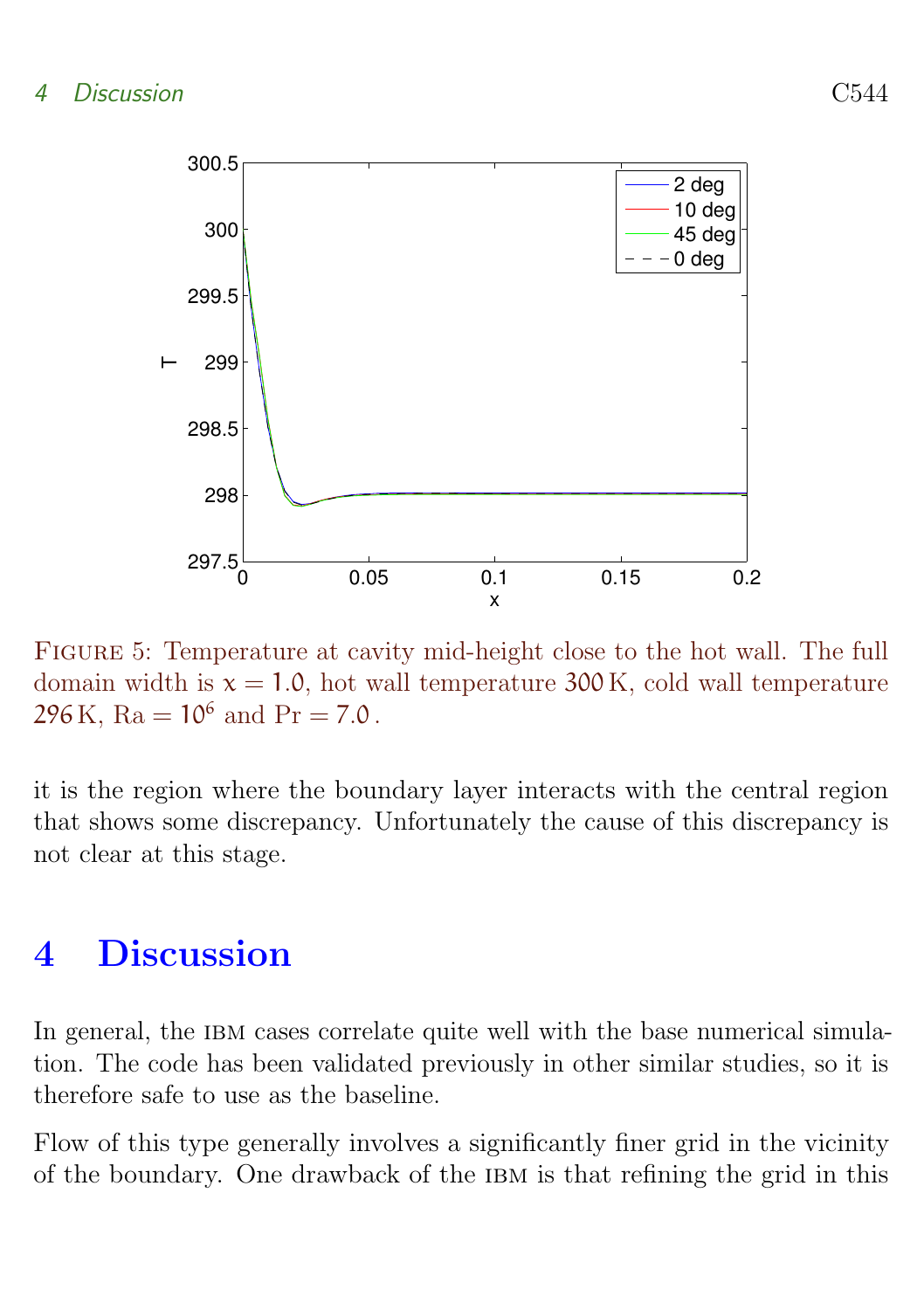FIGURE 5: Temperature at cavity mid-height close to the hot wall. The full domain width is $x = 1.0$, hot wall temperature $300\,\mathrm{K}$, cold wall temperature $296\,\mathrm{K}$, $\mathrm{Ra} = 10^6$ and $\mathrm{Pr} = 7.0$.

it is the region where the boundary layer interacts with the central region that shows some discrepancy. Unfortunately the cause of this discrepancy is not clear at this stage.

# 4 Discussion

In general, the IBM cases correlate quite well with the base numerical simulation. The code has been validated previously in other similar studies, so it is therefore safe to use as the baseline.

Flow of this type generally involves a significantly finer grid in the vicinity of the boundary. One drawback of the IBM is that refining the grid in this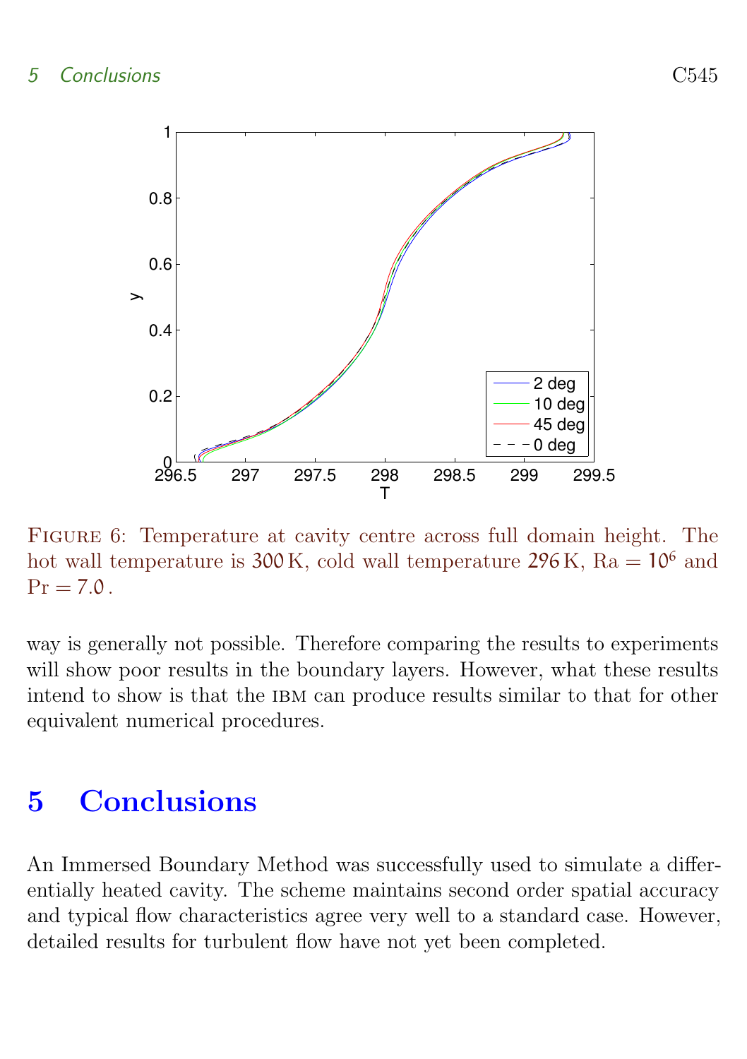FIGURE 6: Temperature at cavity centre across full domain height. The hot wall temperature is 300 K, cold wall temperature 296 K, $\mathrm{Ra} = 10^6$ and $\mathrm{Pr} = 7.0$ .

way is generally not possible. Therefore comparing the results to experiments will show poor results in the boundary layers. However, what these results intend to show is that the IBM can produce results similar to that for other equivalent numerical procedures.

# 5 Conclusions

An Immersed Boundary Method was successfully used to simulate a differentially heated cavity. The scheme maintains second order spatial accuracy and typical flow characteristics agree very well to a standard case. However, detailed results for turbulent flow have not yet been completed.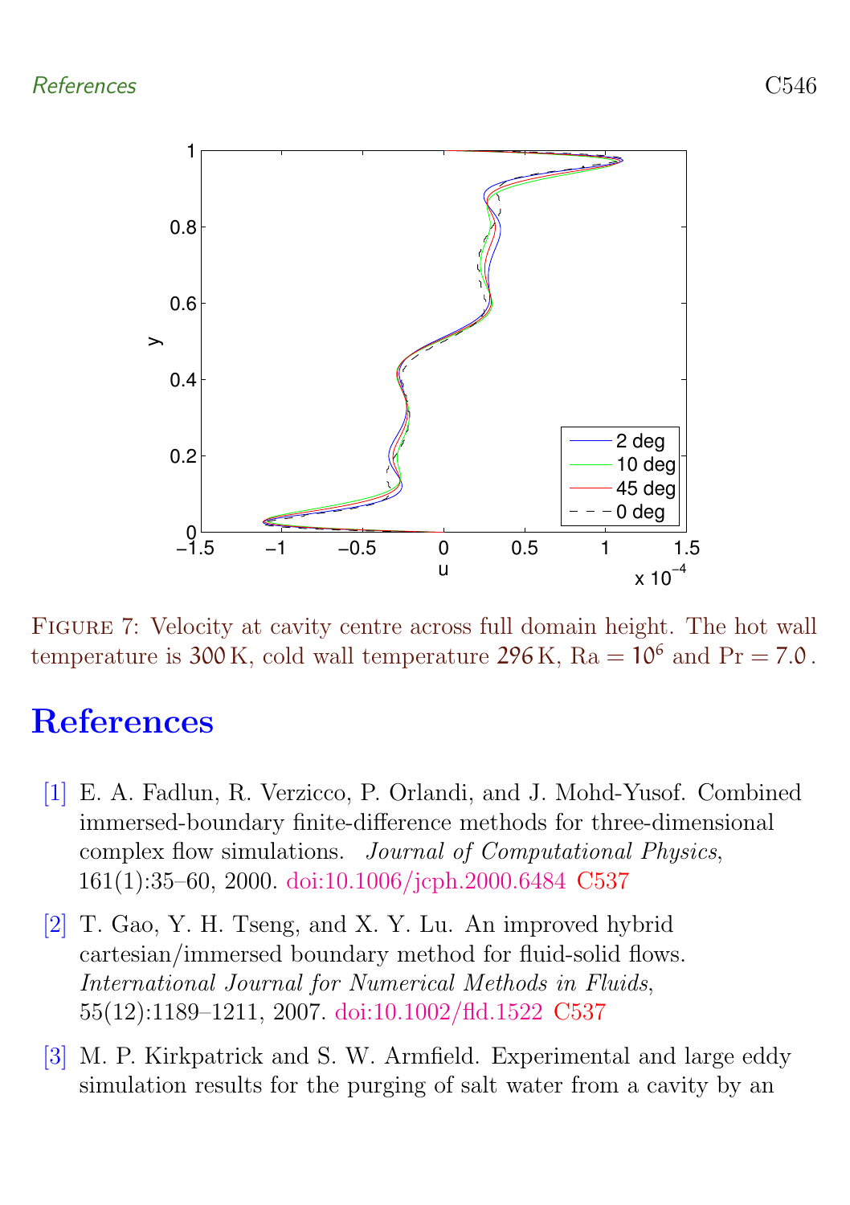Figure 7: Velocity at cavity centre across full domain height. The hot wall temperature is 300 K, cold wall temperature 296 K, $\mathrm{Ra} = 10^6$ and $\mathrm{Pr} = 7.0$.

# References

[1] E. A. Fadlun, R. Verzicco, P. Orlandi, and J. Mohd-Yusof. Combined immersed-boundary finite-difference methods for three-dimensional complex flow simulations. *Journal of Computational Physics*, 161(1):35–60, 2000. doi:10.1006/jcph.2000.6484 C537

[2] T. Gao, Y. H. Tseng, and X. Y. Lu. An improved hybrid cartesian/immersed boundary method for fluid-solid flows. *International Journal for Numerical Methods in Fluids*, 55(12):1189–1211, 2007. doi:10.1002/fld.1522 C537

[3] M. P. Kirkpatrick and S. W. Armfield. Experimental and large eddy simulation results for the purging of salt water from a cavity by an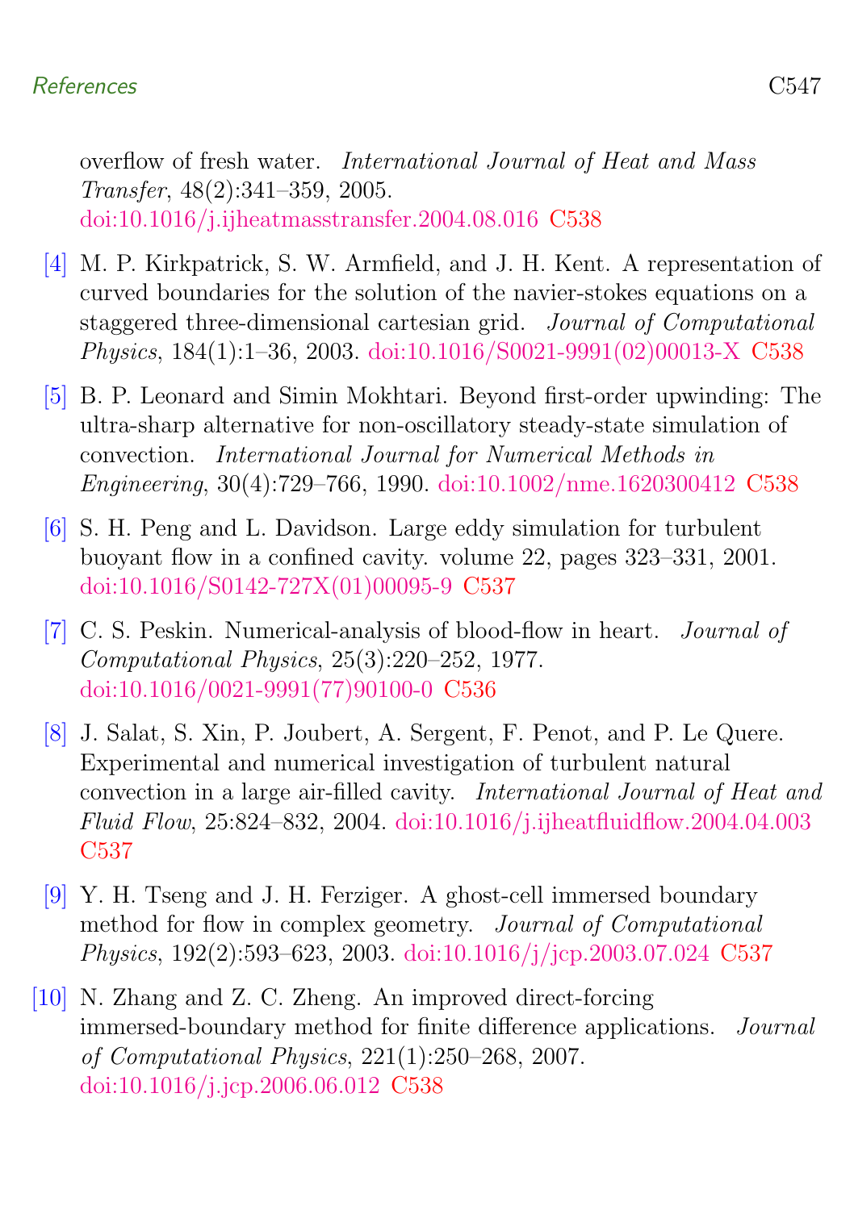overflow of fresh water. *International Journal of Heat and Mass Transfer*, 48(2):341–359, 2005. doi:10.1016/j.ijheatmasstransfer.2004.08.016 C538

[4] M. P. Kirkpatrick, S. W. Armfield, and J. H. Kent. A representation of curved boundaries for the solution of the navier-stokes equations on a staggered three-dimensional cartesian grid. *Journal of Computational Physics*, 184(1):1–36, 2003. doi:10.1016/S0021-9991(02)00013-X C538

[5] B. P. Leonard and Simin Mokhtari. Beyond first-order upwinding: The ultra-sharp alternative for non-oscillatory steady-state simulation of convection. *International Journal for Numerical Methods in Engineering*, 30(4):729–766, 1990. doi:10.1002/nme.1620300412 C538

[6] S. H. Peng and L. Davidson. Large eddy simulation for turbulent buoyant flow in a confined cavity. volume 22, pages 323–331, 2001. doi:10.1016/S0142-727X(01)00095-9 C537

[7] C. S. Peskin. Numerical-analysis of blood-flow in heart. *Journal of Computational Physics*, 25(3):220–252, 1977. doi:10.1016/0021-9991(77)90100-0 C536

[8] J. Salat, S. Xin, P. Joubert, A. Sergent, F. Penot, and P. Le Quere. Experimental and numerical investigation of turbulent natural convection in a large air-filled cavity. *International Journal of Heat and Fluid Flow*, 25:824–832, 2004. doi:10.1016/j.ijheatfluidflow.2004.04.003 C537

[9] Y. H. Tseng and J. H. Ferziger. A ghost-cell immersed boundary method for flow in complex geometry. *Journal of Computational Physics*, 192(2):593–623, 2003. doi:10.1016/j/jcp.2003.07.024 C537

[10] N. Zhang and Z. C. Zheng. An improved direct-forcing immersed-boundary method for finite difference applications. *Journal of Computational Physics*, 221(1):250–268, 2007. doi:10.1016/j.jcp.2006.06.012 C538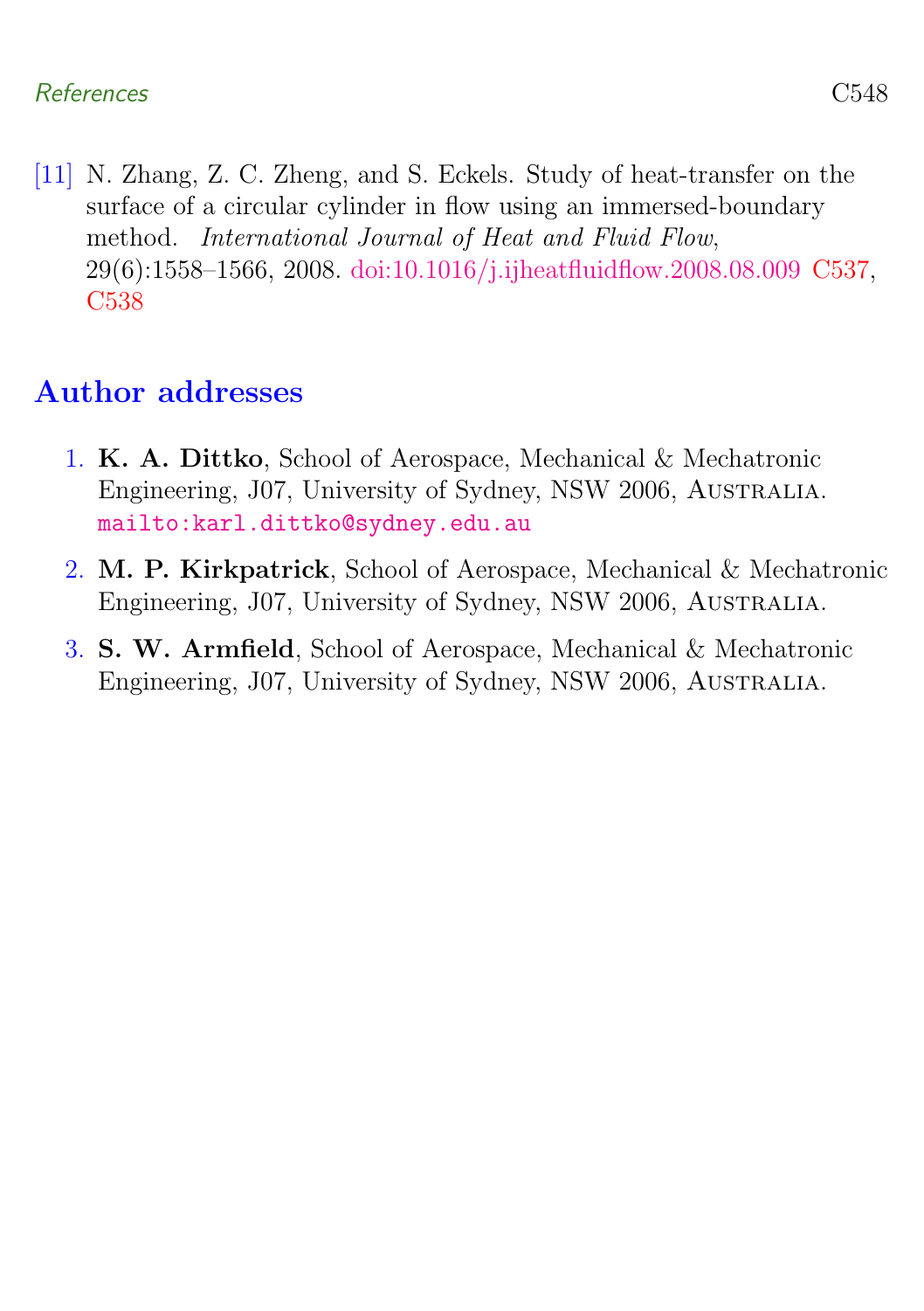[11] N. Zhang, Z. C. Zheng, and S. Eckels. Study of heat-transfer on the surface of a circular cylinder in flow using an immersed-boundary method. *International Journal of Heat and Fluid Flow*, 29(6):1558–1566, 2008. doi:10.1016/j.ijheatfluidflow.2008.08.009 C537, C538

## Author addresses

1. **K. A. Dittko**, School of Aerospace, Mechanical & Mechatronic Engineering, J07, University of Sydney, NSW 2006, Australia.
mailto:karl.dittko@sydney.edu.au
2. **M. P. Kirkpatrick**, School of Aerospace, Mechanical & Mechatronic Engineering, J07, University of Sydney, NSW 2006, Australia.
3. **S. W. Armfield**, School of Aerospace, Mechanical & Mechatronic Engineering, J07, University of Sydney, NSW 2006, Australia.